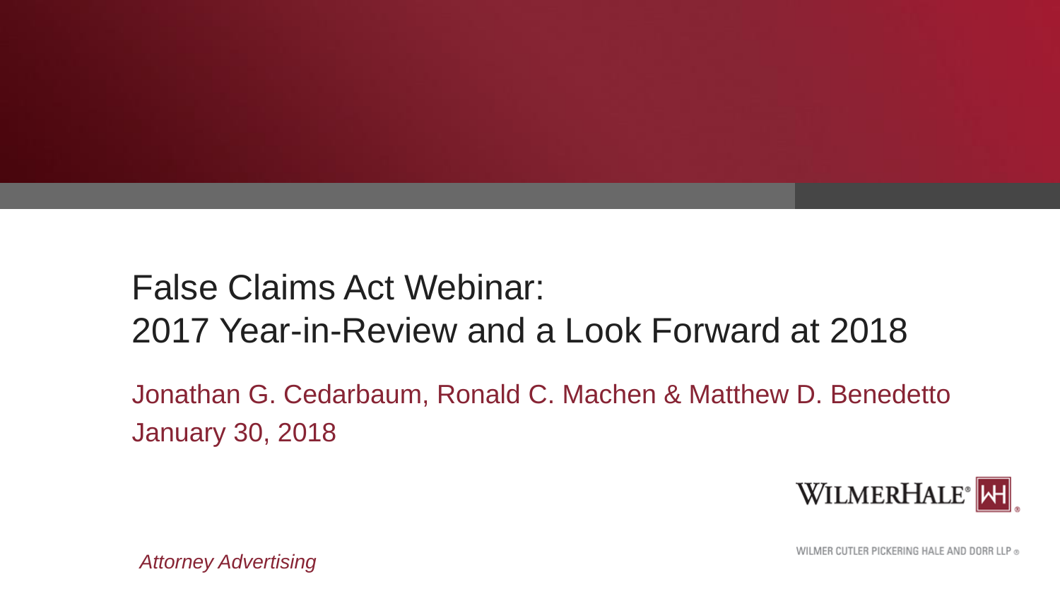# False Claims Act Webinar:
# 2017 Year-in-Review and a Look Forward at 2018

Jonathan G. Cedarbaum, Ronald C. Machen & Matthew D. Benedetto

January 30, 2018

WILMERHALE®

WILMER CUTLER PICKERING HALE AND DORR LLP ®

*Attorney Advertising*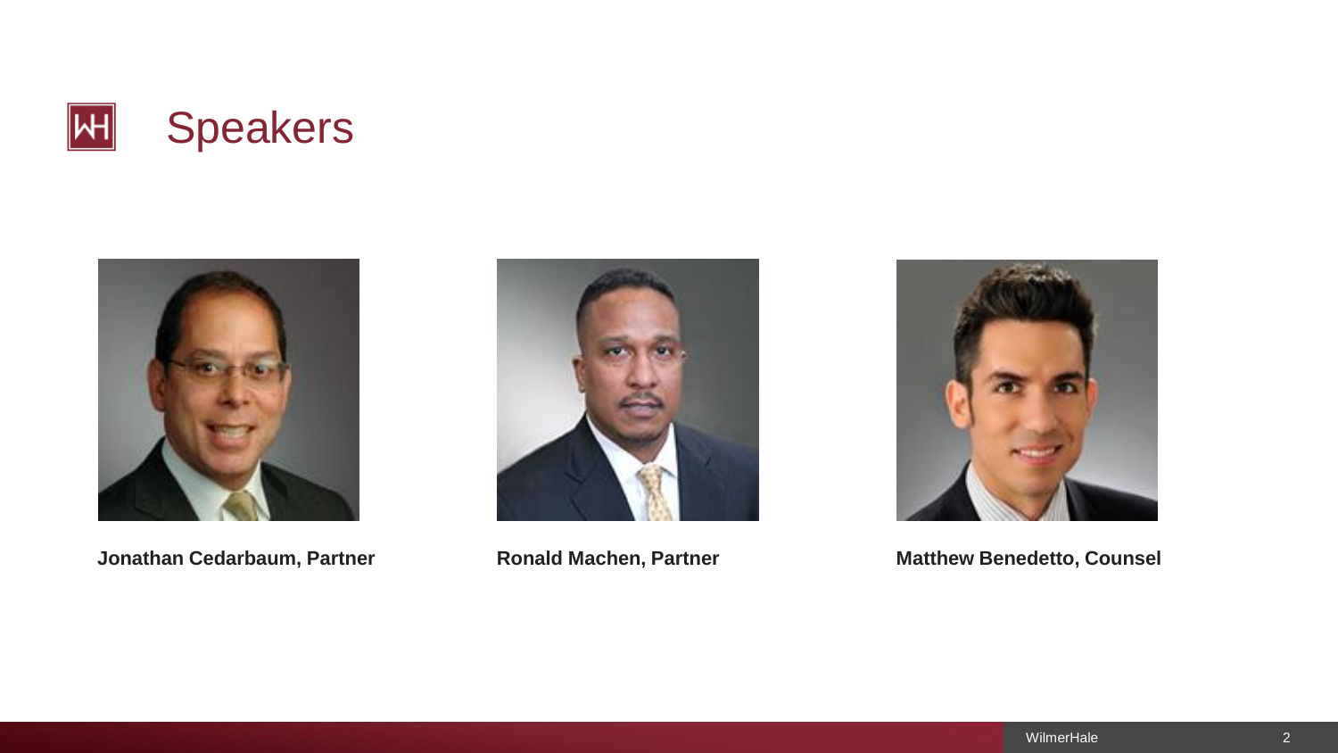# Speakers

**Jonathan Cedarbaum, Partner**

**Ronald Machen, Partner**

**Matthew Benedetto, Counsel**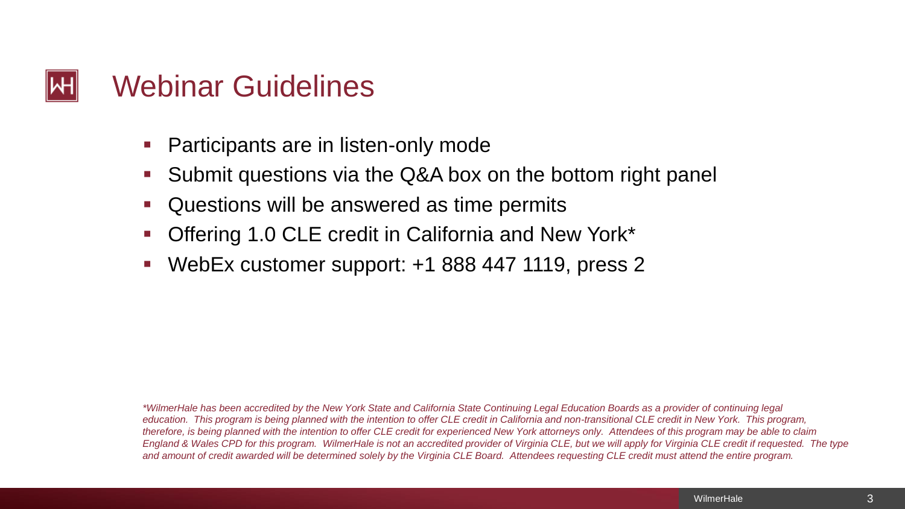# Webinar Guidelines

- Participants are in listen-only mode
- Submit questions via the Q&A box on the bottom right panel
- Questions will be answered as time permits
- Offering 1.0 CLE credit in California and New York*
- WebEx customer support: +1 888 447 1119, press 2

*\*WilmerHale has been accredited by the New York State and California State Continuing Legal Education Boards as a provider of continuing legal education. This program is being planned with the intention to offer CLE credit in California and non-transitional CLE credit in New York. This program, therefore, is being planned with the intention to offer CLE credit for experienced New York attorneys only. Attendees of this program may be able to claim England & Wales CPD for this program. WilmerHale is not an accredited provider of Virginia CLE, but we will apply for Virginia CLE credit if requested. The type and amount of credit awarded will be determined solely by the Virginia CLE Board. Attendees requesting CLE credit must attend the entire program.*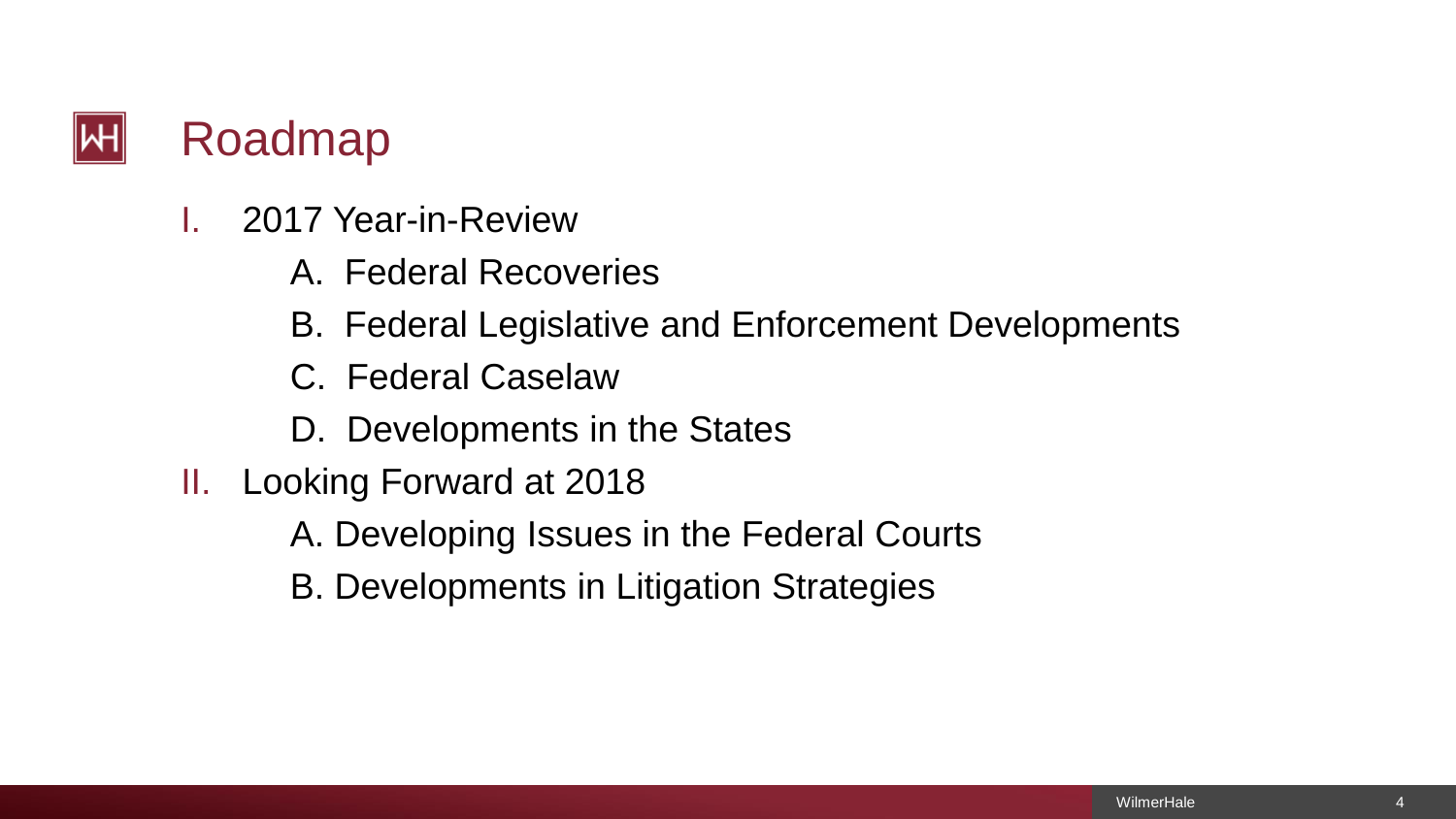# Roadmap

I. 2017 Year-in-Review
   A. Federal Recoveries
   B. Federal Legislative and Enforcement Developments
   C. Federal Caselaw
   D. Developments in the States

II. Looking Forward at 2018
   A. Developing Issues in the Federal Courts
   B. Developments in Litigation Strategies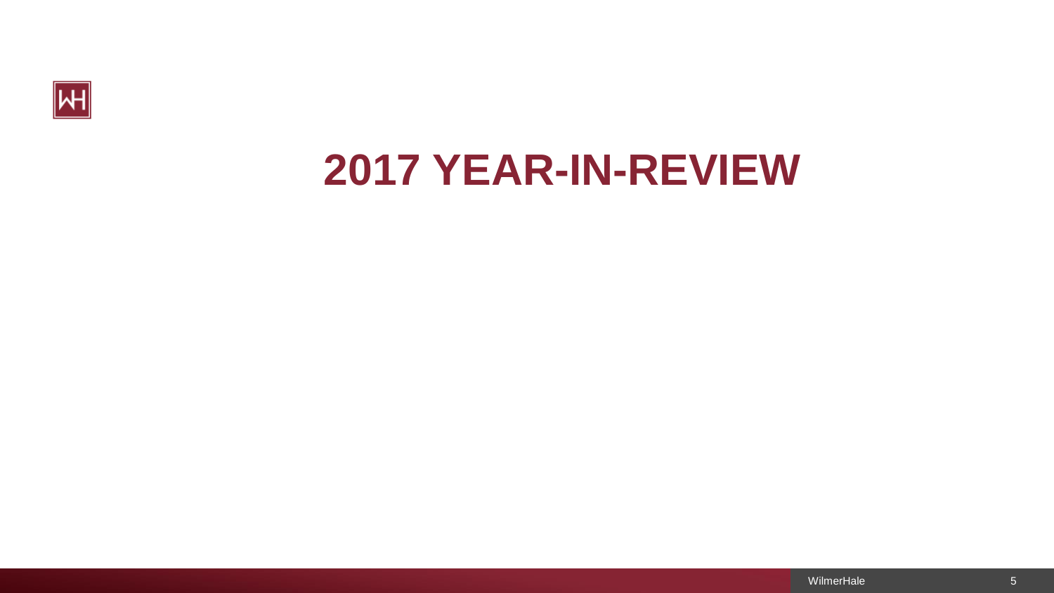# 2017 YEAR-IN-REVIEW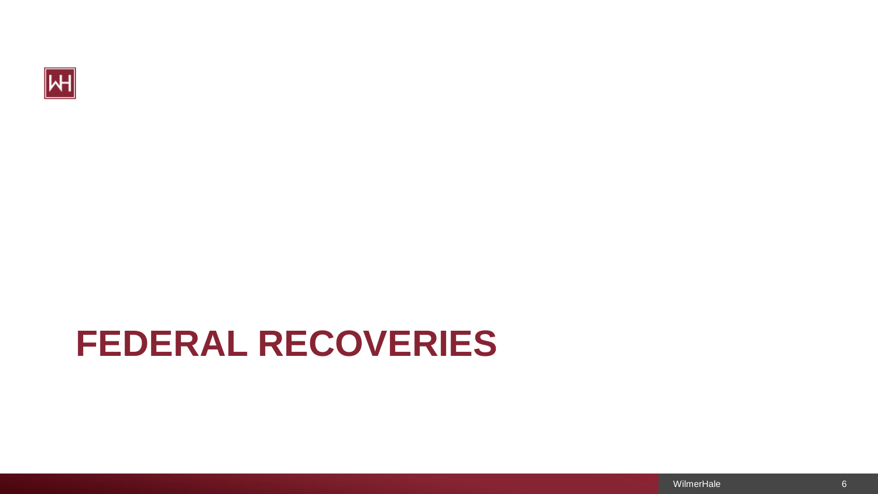# FEDERAL RECOVERIES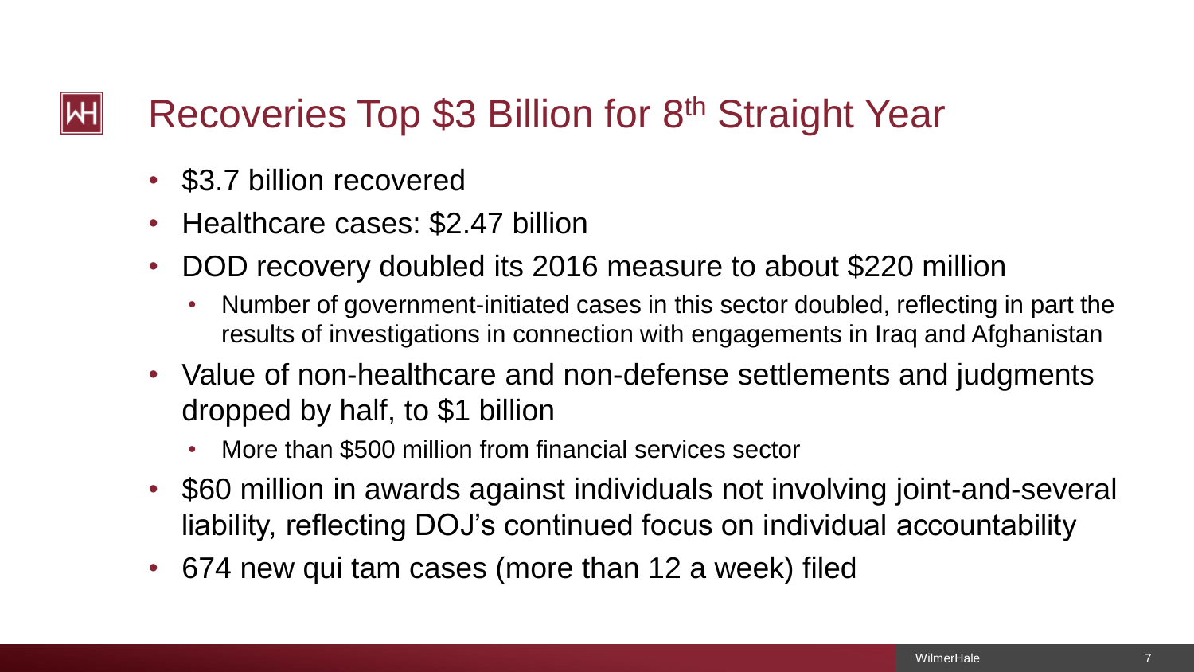# Recoveries Top $3 Billion for 8th Straight Year

- $3.7 billion recovered
- Healthcare cases: $2.47 billion
- DOD recovery doubled its 2016 measure to about $220 million
  - Number of government-initiated cases in this sector doubled, reflecting in part the results of investigations in connection with engagements in Iraq and Afghanistan
- Value of non-healthcare and non-defense settlements and judgments dropped by half, to $1 billion
  - More than $500 million from financial services sector
- $60 million in awards against individuals not involving joint-and-several liability, reflecting DOJ's continued focus on individual accountability
- 674 new qui tam cases (more than 12 a week) filed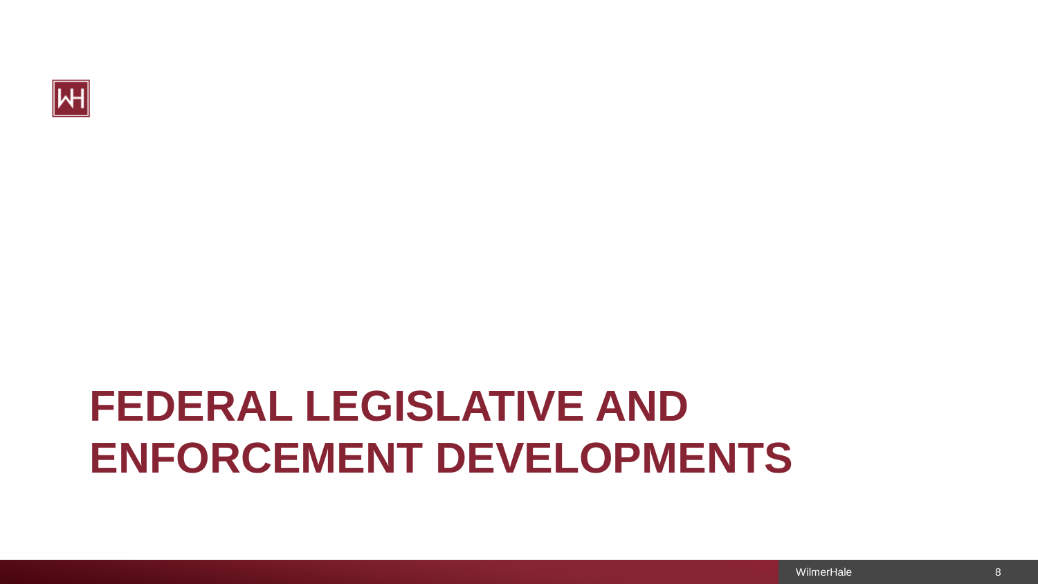# FEDERAL LEGISLATIVE AND ENFORCEMENT DEVELOPMENTS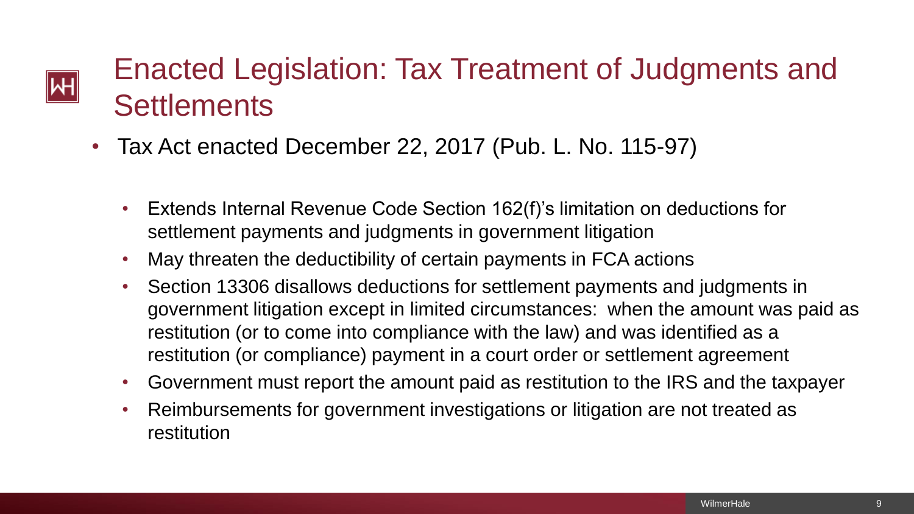# Enacted Legislation: Tax Treatment of Judgments and Settlements

- Tax Act enacted December 22, 2017 (Pub. L. No. 115-97)
  - Extends Internal Revenue Code Section 162(f)'s limitation on deductions for settlement payments and judgments in government litigation
  - May threaten the deductibility of certain payments in FCA actions
  - Section 13306 disallows deductions for settlement payments and judgments in government litigation except in limited circumstances: when the amount was paid as restitution (or to come into compliance with the law) and was identified as a restitution (or compliance) payment in a court order or settlement agreement
  - Government must report the amount paid as restitution to the IRS and the taxpayer
  - Reimbursements for government investigations or litigation are not treated as restitution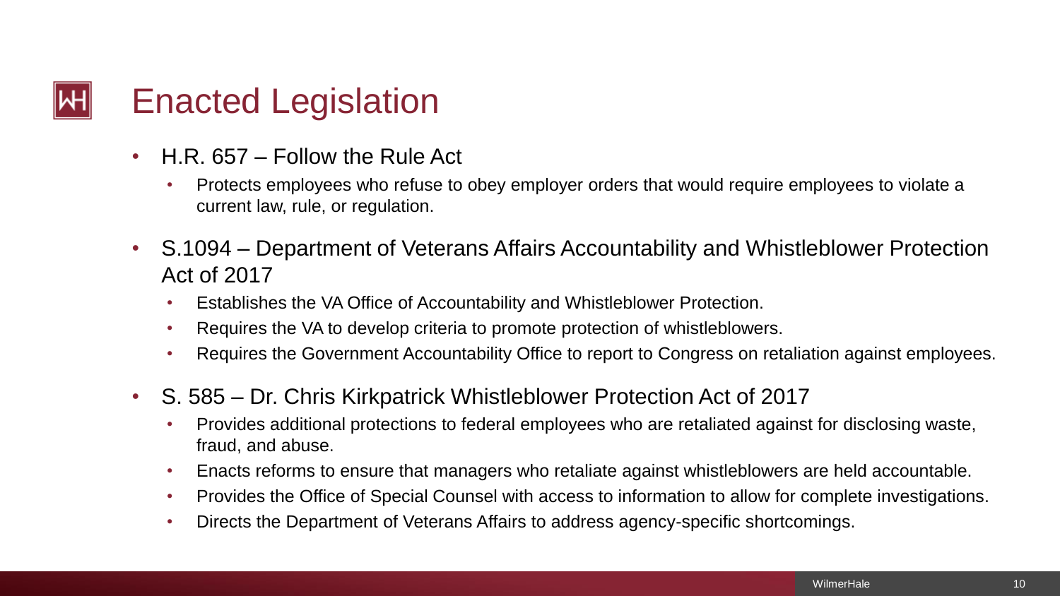# Enacted Legislation

- H.R. 657 – Follow the Rule Act
  - Protects employees who refuse to obey employer orders that would require employees to violate a current law, rule, or regulation.
- S.1094 – Department of Veterans Affairs Accountability and Whistleblower Protection Act of 2017
  - Establishes the VA Office of Accountability and Whistleblower Protection.
  - Requires the VA to develop criteria to promote protection of whistleblowers.
  - Requires the Government Accountability Office to report to Congress on retaliation against employees.
- S. 585 – Dr. Chris Kirkpatrick Whistleblower Protection Act of 2017
  - Provides additional protections to federal employees who are retaliated against for disclosing waste, fraud, and abuse.
  - Enacts reforms to ensure that managers who retaliate against whistleblowers are held accountable.
  - Provides the Office of Special Counsel with access to information to allow for complete investigations.
  - Directs the Department of Veterans Affairs to address agency-specific shortcomings.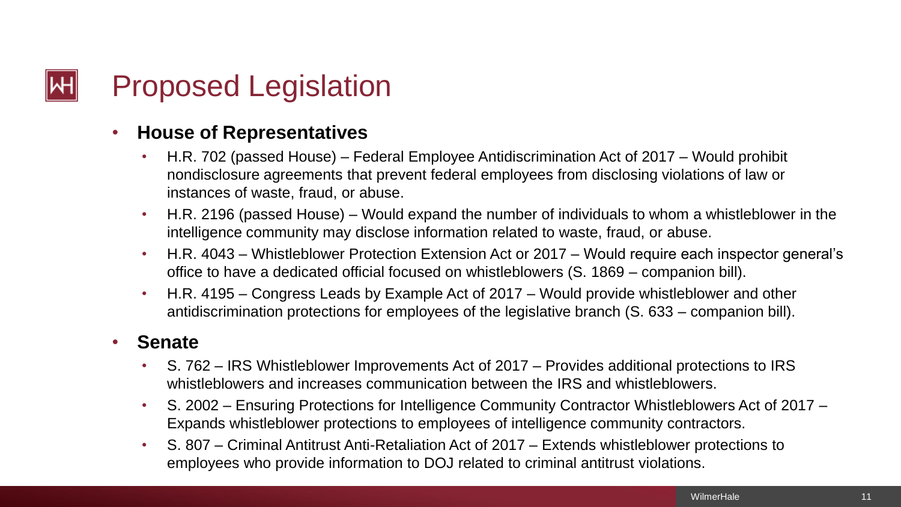# Proposed Legislation

- **House of Representatives**
  - H.R. 702 (passed House) – Federal Employee Antidiscrimination Act of 2017 – Would prohibit nondisclosure agreements that prevent federal employees from disclosing violations of law or instances of waste, fraud, or abuse.
  - H.R. 2196 (passed House) – Would expand the number of individuals to whom a whistleblower in the intelligence community may disclose information related to waste, fraud, or abuse.
  - H.R. 4043 – Whistleblower Protection Extension Act or 2017 – Would require each inspector general's office to have a dedicated official focused on whistleblowers (S. 1869 – companion bill).
  - H.R. 4195 – Congress Leads by Example Act of 2017 – Would provide whistleblower and other antidiscrimination protections for employees of the legislative branch (S. 633 – companion bill).
- **Senate**
  - S. 762 – IRS Whistleblower Improvements Act of 2017 – Provides additional protections to IRS whistleblowers and increases communication between the IRS and whistleblowers.
  - S. 2002 – Ensuring Protections for Intelligence Community Contractor Whistleblowers Act of 2017 – Expands whistleblower protections to employees of intelligence community contractors.
  - S. 807 – Criminal Antitrust Anti-Retaliation Act of 2017 – Extends whistleblower protections to employees who provide information to DOJ related to criminal antitrust violations.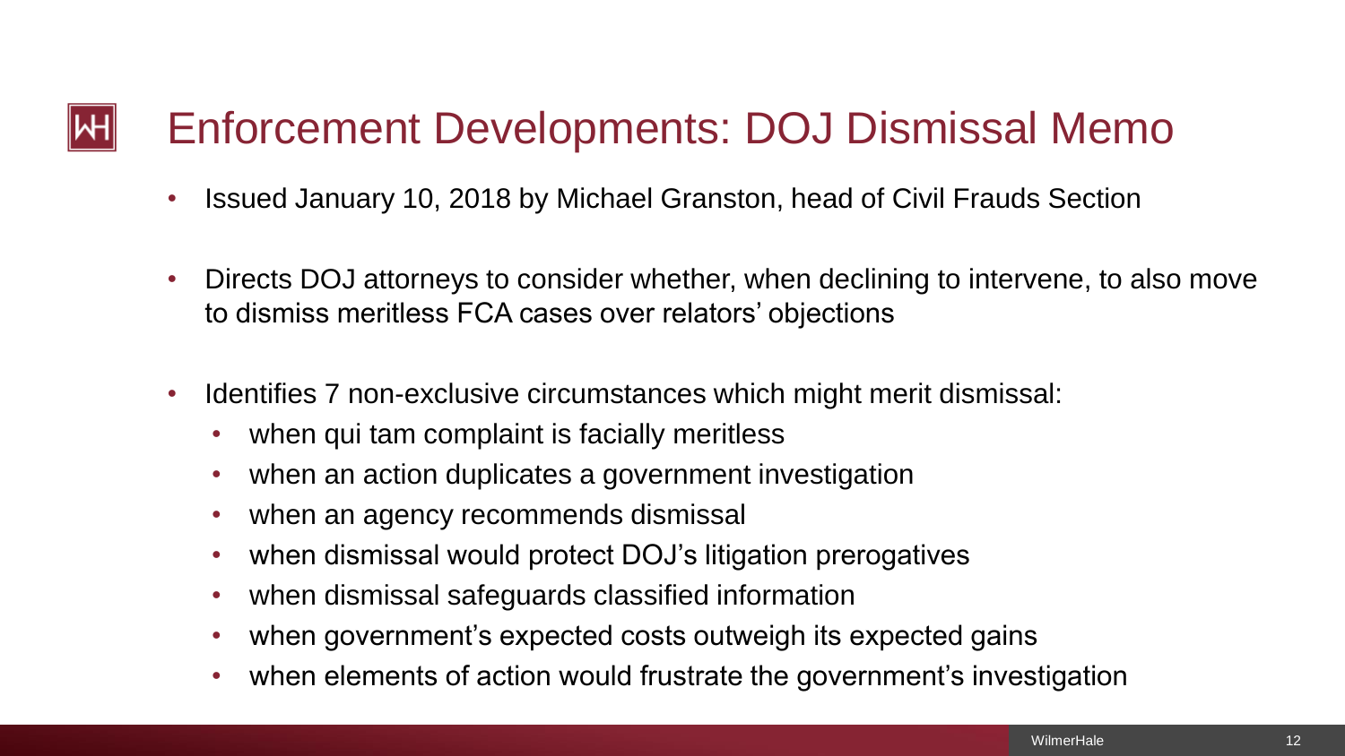# Enforcement Developments: DOJ Dismissal Memo

- Issued January 10, 2018 by Michael Granston, head of Civil Frauds Section
- Directs DOJ attorneys to consider whether, when declining to intervene, to also move to dismiss meritless FCA cases over relators' objections
- Identifies 7 non-exclusive circumstances which might merit dismissal:
  - when qui tam complaint is facially meritless
  - when an action duplicates a government investigation
  - when an agency recommends dismissal
  - when dismissal would protect DOJ's litigation prerogatives
  - when dismissal safeguards classified information
  - when government's expected costs outweigh its expected gains
  - when elements of action would frustrate the government's investigation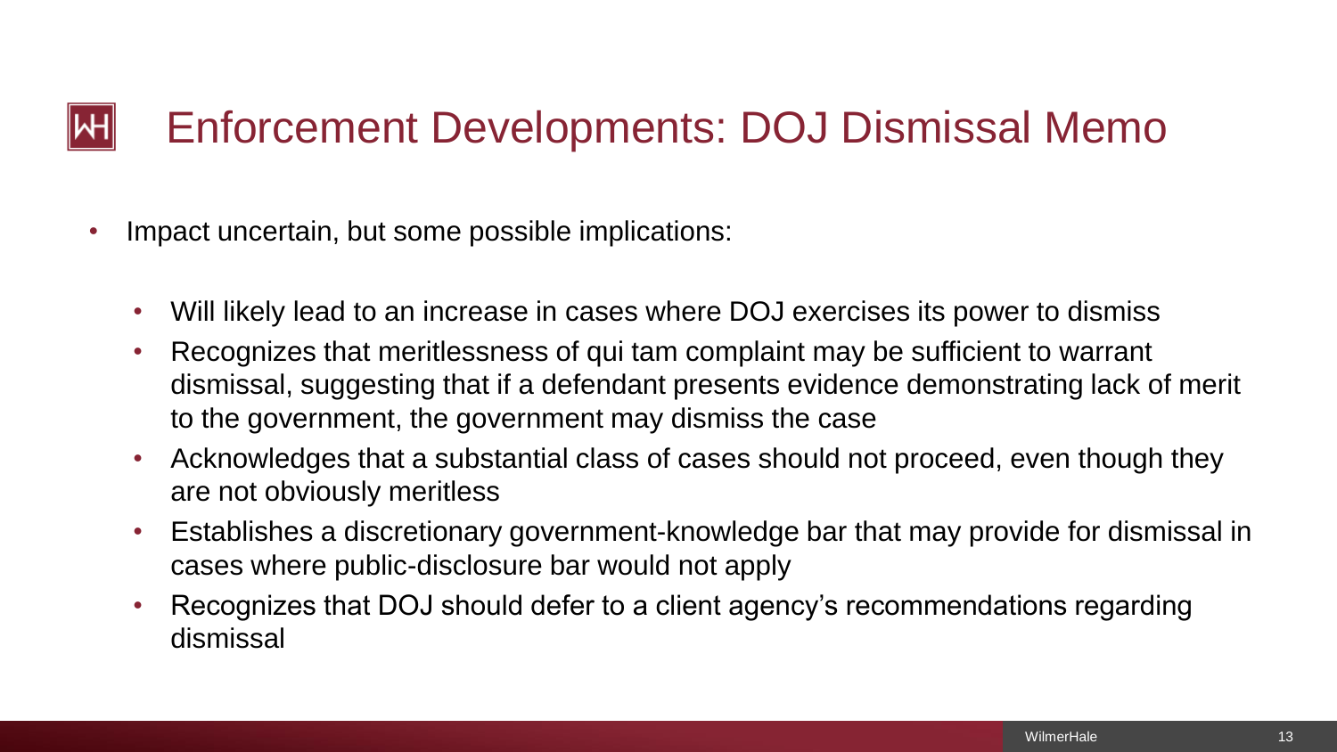# Enforcement Developments: DOJ Dismissal Memo

- Impact uncertain, but some possible implications:
  - Will likely lead to an increase in cases where DOJ exercises its power to dismiss
  - Recognizes that meritlessness of qui tam complaint may be sufficient to warrant dismissal, suggesting that if a defendant presents evidence demonstrating lack of merit to the government, the government may dismiss the case
  - Acknowledges that a substantial class of cases should not proceed, even though they are not obviously meritless
  - Establishes a discretionary government-knowledge bar that may provide for dismissal in cases where public-disclosure bar would not apply
  - Recognizes that DOJ should defer to a client agency's recommendations regarding dismissal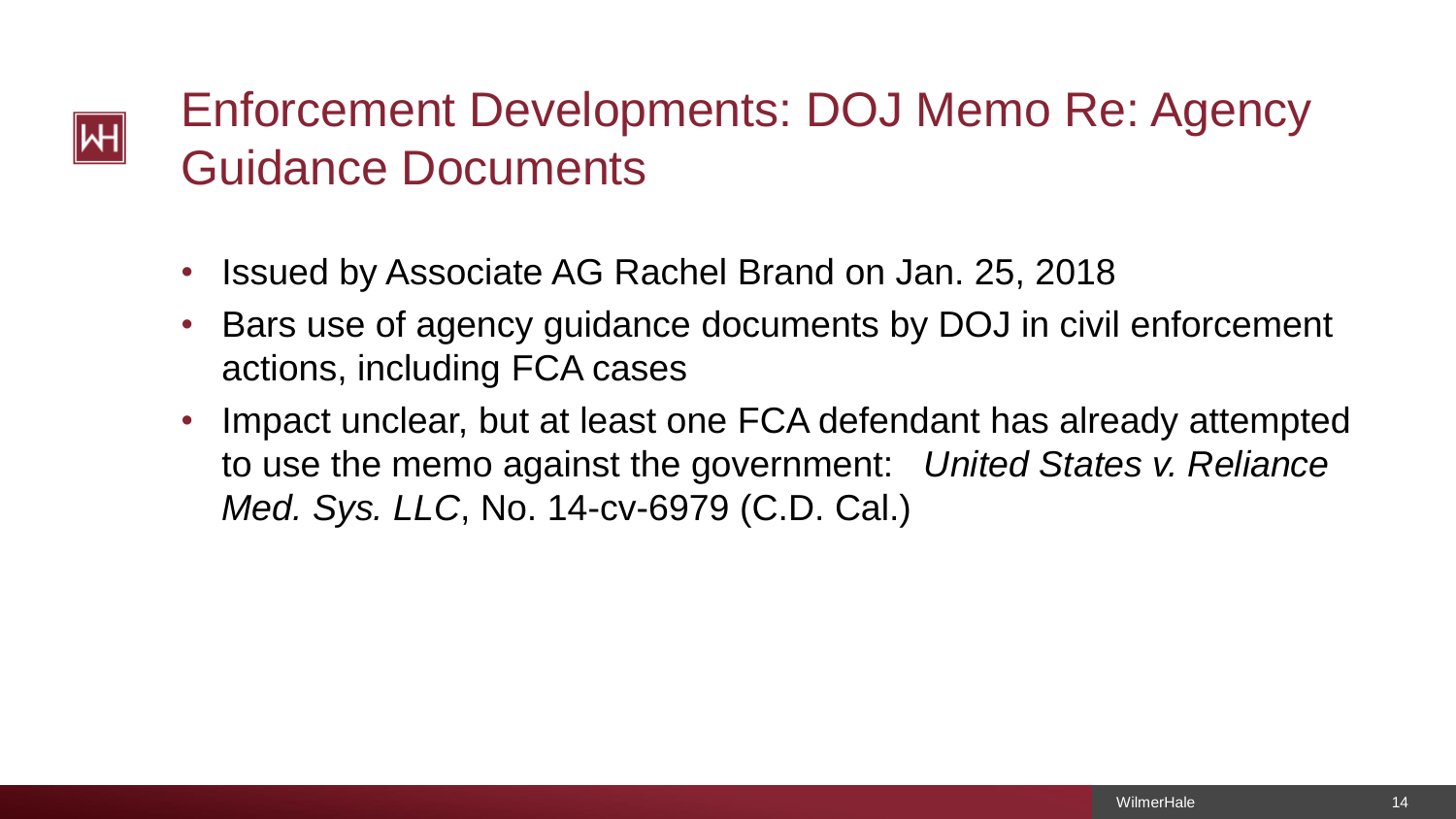# Enforcement Developments: DOJ Memo Re: Agency Guidance Documents

- Issued by Associate AG Rachel Brand on Jan. 25, 2018
- Bars use of agency guidance documents by DOJ in civil enforcement actions, including FCA cases
- Impact unclear, but at least one FCA defendant has already attempted to use the memo against the government: *United States v. Reliance Med. Sys. LLC*, No. 14-cv-6979 (C.D. Cal.)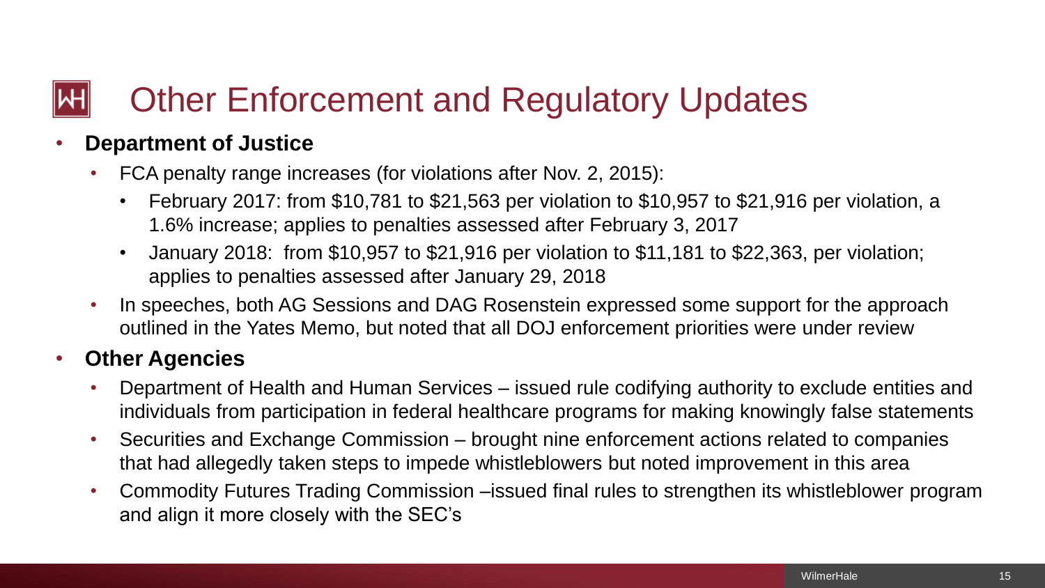# Other Enforcement and Regulatory Updates

- **Department of Justice**
  - FCA penalty range increases (for violations after Nov. 2, 2015):
    - February 2017: from $10,781 to $21,563 per violation to $10,957 to $21,916 per violation, a 1.6% increase; applies to penalties assessed after February 3, 2017
    - January 2018: from $10,957 to $21,916 per violation to $11,181 to $22,363, per violation; applies to penalties assessed after January 29, 2018
  - In speeches, both AG Sessions and DAG Rosenstein expressed some support for the approach outlined in the Yates Memo, but noted that all DOJ enforcement priorities were under review
- **Other Agencies**
  - Department of Health and Human Services – issued rule codifying authority to exclude entities and individuals from participation in federal healthcare programs for making knowingly false statements
  - Securities and Exchange Commission – brought nine enforcement actions related to companies that had allegedly taken steps to impede whistleblowers but noted improvement in this area
  - Commodity Futures Trading Commission –issued final rules to strengthen its whistleblower program and align it more closely with the SEC's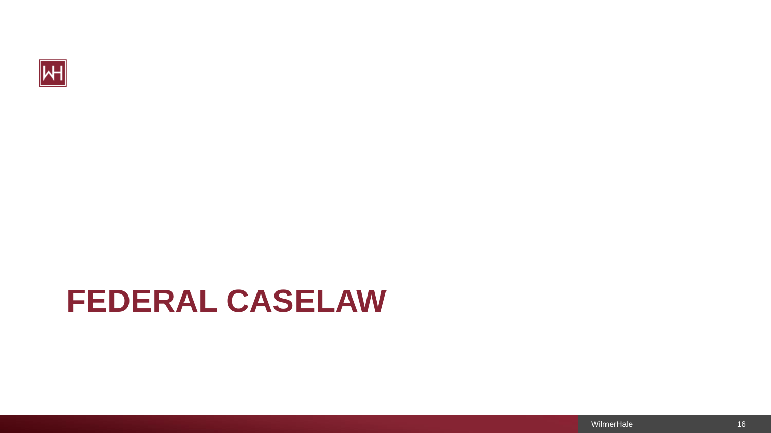# FEDERAL CASELAW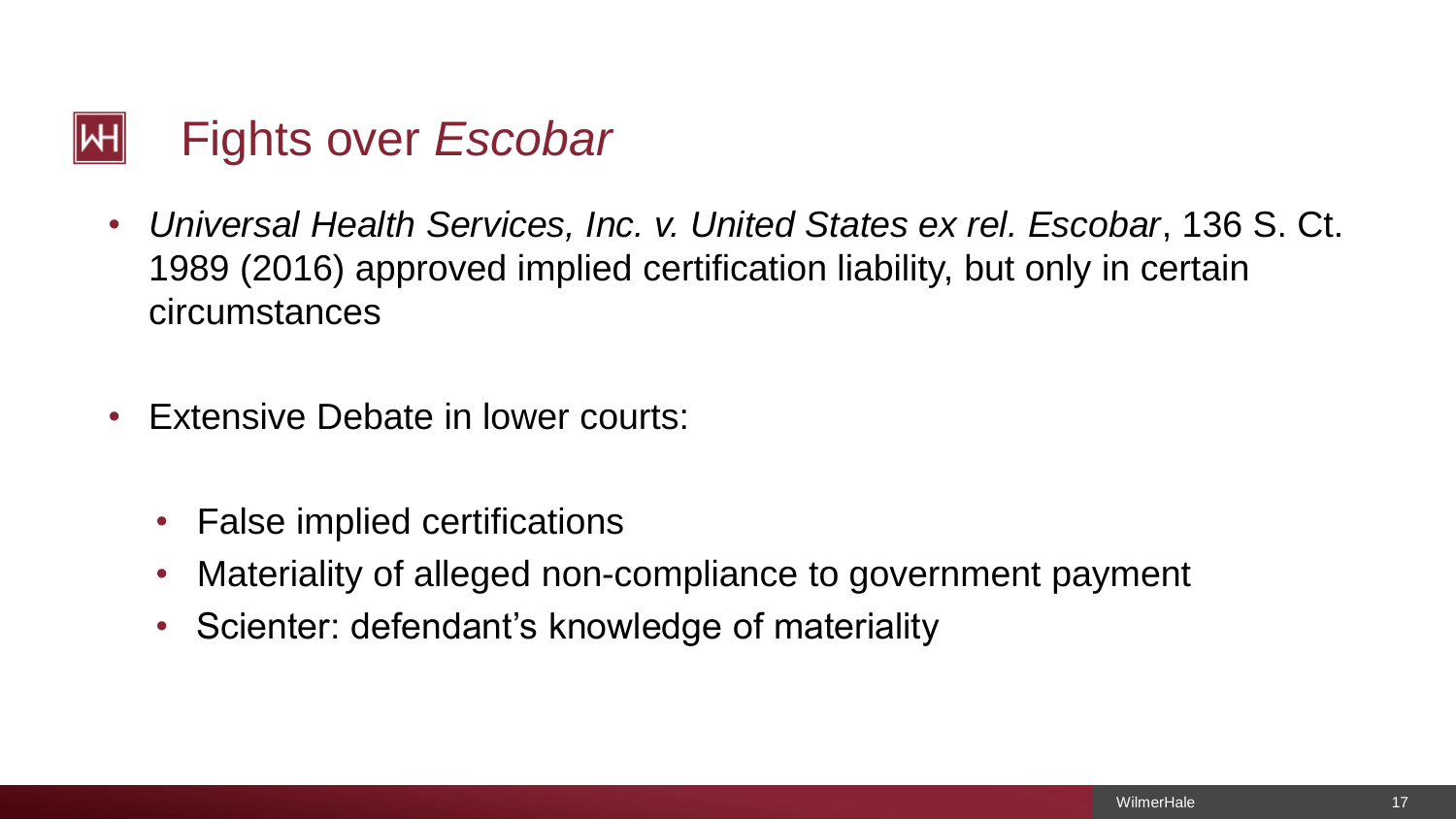# Fights over *Escobar*

- *Universal Health Services, Inc. v. United States ex rel. Escobar*, 136 S. Ct. 1989 (2016) approved implied certification liability, but only in certain circumstances

- Extensive Debate in lower courts:

  - False implied certifications
  - Materiality of alleged non-compliance to government payment
  - Scienter: defendant's knowledge of materiality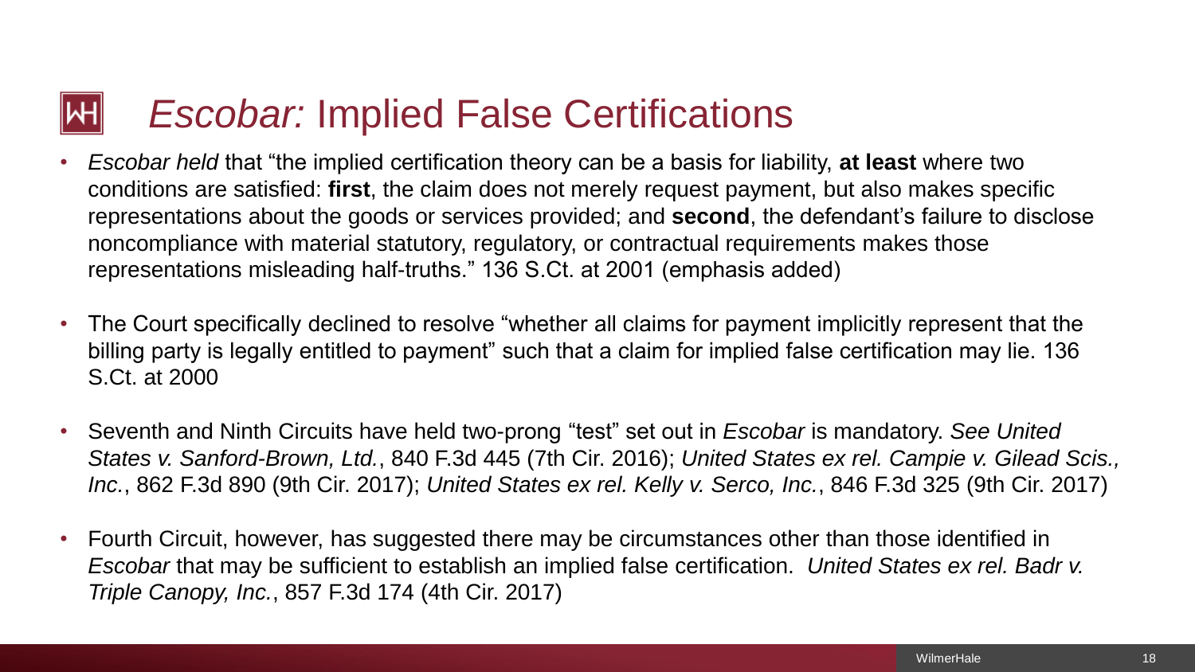# *Escobar:* Implied False Certifications

- *Escobar held* that "the implied certification theory can be a basis for liability, **at least** where two conditions are satisfied: **first**, the claim does not merely request payment, but also makes specific representations about the goods or services provided; and **second**, the defendant's failure to disclose noncompliance with material statutory, regulatory, or contractual requirements makes those representations misleading half-truths." 136 S.Ct. at 2001 (emphasis added)

- The Court specifically declined to resolve "whether all claims for payment implicitly represent that the billing party is legally entitled to payment" such that a claim for implied false certification may lie. 136 S.Ct. at 2000

- Seventh and Ninth Circuits have held two-prong "test" set out in *Escobar* is mandatory. *See United States v. Sanford-Brown, Ltd.*, 840 F.3d 445 (7th Cir. 2016); *United States ex rel. Campie v. Gilead Scis., Inc.*, 862 F.3d 890 (9th Cir. 2017); *United States ex rel. Kelly v. Serco, Inc.*, 846 F.3d 325 (9th Cir. 2017)

- Fourth Circuit, however, has suggested there may be circumstances other than those identified in *Escobar* that may be sufficient to establish an implied false certification. *United States ex rel. Badr v. Triple Canopy, Inc.*, 857 F.3d 174 (4th Cir. 2017)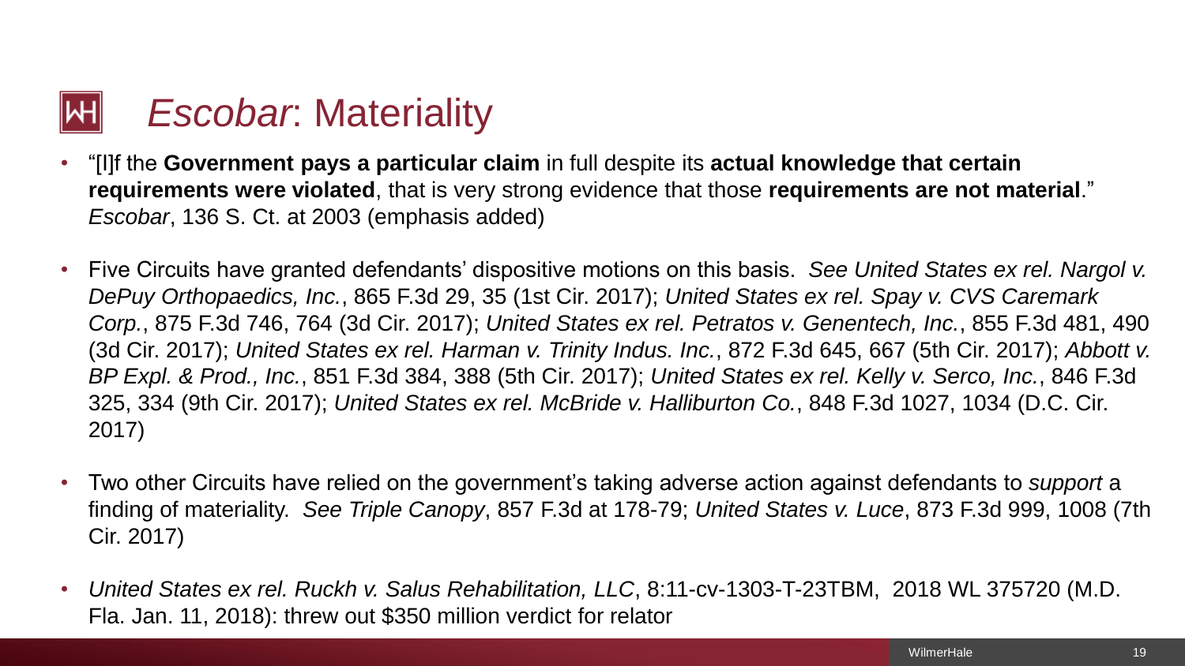# *Escobar*: Materiality

- "[I]f the **Government pays a particular claim** in full despite its **actual knowledge that certain requirements were violated**, that is very strong evidence that those **requirements are not material**." *Escobar*, 136 S. Ct. at 2003 (emphasis added)

- Five Circuits have granted defendants' dispositive motions on this basis. *See United States ex rel. Nargol v. DePuy Orthopaedics, Inc.*, 865 F.3d 29, 35 (1st Cir. 2017); *United States ex rel. Spay v. CVS Caremark Corp.*, 875 F.3d 746, 764 (3d Cir. 2017); *United States ex rel. Petratos v. Genentech, Inc.*, 855 F.3d 481, 490 (3d Cir. 2017); *United States ex rel. Harman v. Trinity Indus. Inc.*, 872 F.3d 645, 667 (5th Cir. 2017); *Abbott v. BP Expl. & Prod., Inc.*, 851 F.3d 384, 388 (5th Cir. 2017); *United States ex rel. Kelly v. Serco, Inc.*, 846 F.3d 325, 334 (9th Cir. 2017); *United States ex rel. McBride v. Halliburton Co.*, 848 F.3d 1027, 1034 (D.C. Cir. 2017)

- Two other Circuits have relied on the government's taking adverse action against defendants to *support* a finding of materiality. *See Triple Canopy*, 857 F.3d at 178-79; *United States v. Luce*, 873 F.3d 999, 1008 (7th Cir. 2017)

- *United States ex rel. Ruckh v. Salus Rehabilitation, LLC*, 8:11-cv-1303-T-23TBM, 2018 WL 375720 (M.D. Fla. Jan. 11, 2018): threw out $350 million verdict for relator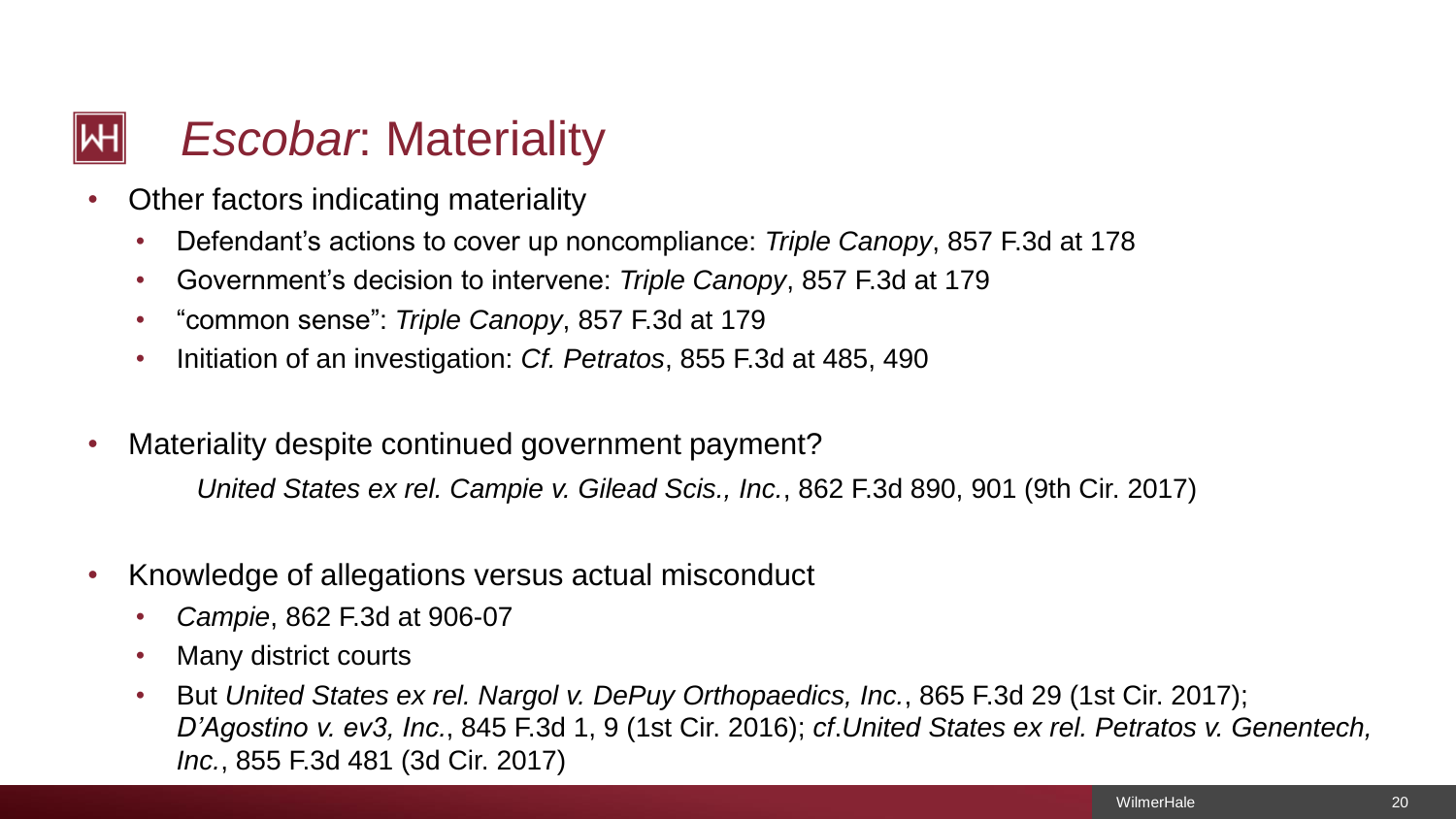# *Escobar*: Materiality

- Other factors indicating materiality
  - Defendant's actions to cover up noncompliance: *Triple Canopy*, 857 F.3d at 178
  - Government's decision to intervene: *Triple Canopy*, 857 F.3d at 179
  - "common sense": *Triple Canopy*, 857 F.3d at 179
  - Initiation of an investigation: *Cf. Petratos*, 855 F.3d at 485, 490

- Materiality despite continued government payment?

  *United States ex rel. Campie v. Gilead Scis., Inc.*, 862 F.3d 890, 901 (9th Cir. 2017)

- Knowledge of allegations versus actual misconduct
  - *Campie*, 862 F.3d at 906-07
  - Many district courts
  - But *United States ex rel. Nargol v. DePuy Orthopaedics, Inc.*, 865 F.3d 29 (1st Cir. 2017); *D'Agostino v. ev3, Inc.*, 845 F.3d 1, 9 (1st Cir. 2016); *cf.United States ex rel. Petratos v. Genentech, Inc.*, 855 F.3d 481 (3d Cir. 2017)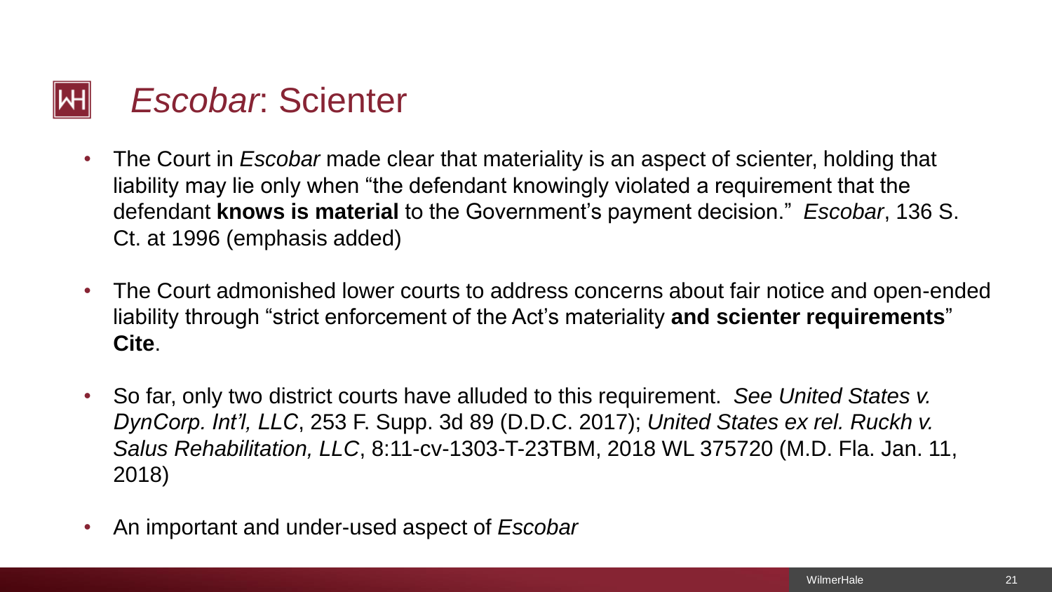# *Escobar*: Scienter

- The Court in *Escobar* made clear that materiality is an aspect of scienter, holding that liability may lie only when "the defendant knowingly violated a requirement that the defendant **knows is material** to the Government's payment decision." *Escobar*, 136 S. Ct. at 1996 (emphasis added)
- The Court admonished lower courts to address concerns about fair notice and open-ended liability through "strict enforcement of the Act's materiality **and scienter requirements**" **Cite**.
- So far, only two district courts have alluded to this requirement. *See United States v. DynCorp. Int'l, LLC*, 253 F. Supp. 3d 89 (D.D.C. 2017); *United States ex rel. Ruckh v. Salus Rehabilitation, LLC*, 8:11-cv-1303-T-23TBM, 2018 WL 375720 (M.D. Fla. Jan. 11, 2018)
- An important and under-used aspect of *Escobar*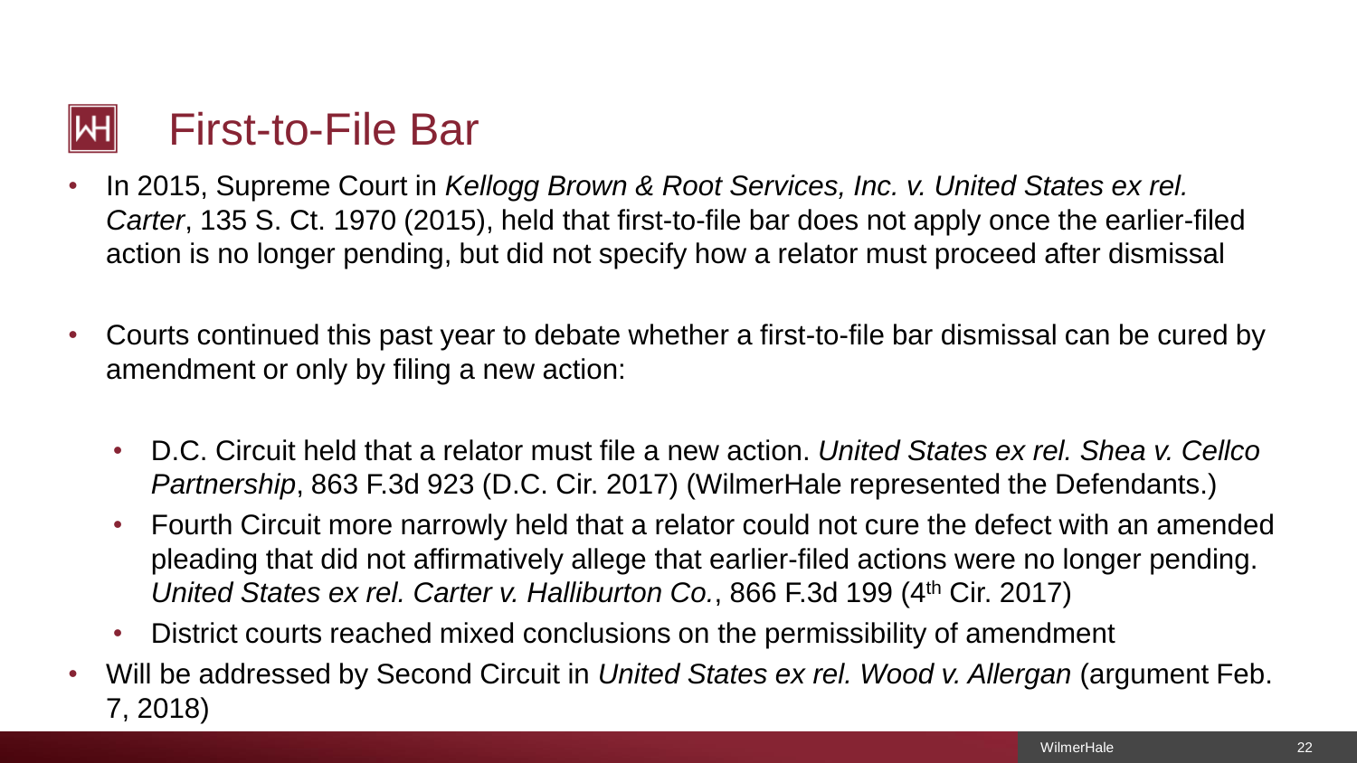# First-to-File Bar

- In 2015, Supreme Court in *Kellogg Brown & Root Services, Inc. v. United States ex rel. Carter*, 135 S. Ct. 1970 (2015), held that first-to-file bar does not apply once the earlier-filed action is no longer pending, but did not specify how a relator must proceed after dismissal
- Courts continued this past year to debate whether a first-to-file bar dismissal can be cured by amendment or only by filing a new action:
  - D.C. Circuit held that a relator must file a new action. *United States ex rel. Shea v. Cellco Partnership*, 863 F.3d 923 (D.C. Cir. 2017) (WilmerHale represented the Defendants.)
  - Fourth Circuit more narrowly held that a relator could not cure the defect with an amended pleading that did not affirmatively allege that earlier-filed actions were no longer pending. *United States ex rel. Carter v. Halliburton Co.*, 866 F.3d 199 (4th Cir. 2017)
  - District courts reached mixed conclusions on the permissibility of amendment
- Will be addressed by Second Circuit in *United States ex rel. Wood v. Allergan* (argument Feb. 7, 2018)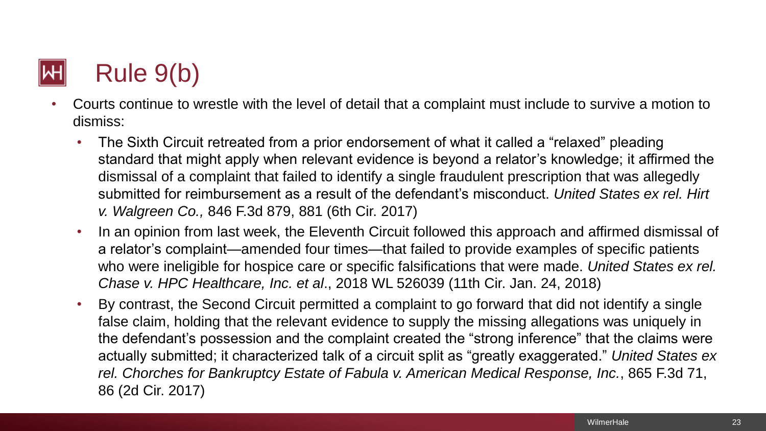# Rule 9(b)

- Courts continue to wrestle with the level of detail that a complaint must include to survive a motion to dismiss:
  - The Sixth Circuit retreated from a prior endorsement of what it called a "relaxed" pleading standard that might apply when relevant evidence is beyond a relator's knowledge; it affirmed the dismissal of a complaint that failed to identify a single fraudulent prescription that was allegedly submitted for reimbursement as a result of the defendant's misconduct. *United States ex rel. Hirt v. Walgreen Co.,* 846 F.3d 879, 881 (6th Cir. 2017)
  - In an opinion from last week, the Eleventh Circuit followed this approach and affirmed dismissal of a relator's complaint—amended four times—that failed to provide examples of specific patients who were ineligible for hospice care or specific falsifications that were made. *United States ex rel. Chase v. HPC Healthcare, Inc. et al*., 2018 WL 526039 (11th Cir. Jan. 24, 2018)
  - By contrast, the Second Circuit permitted a complaint to go forward that did not identify a single false claim, holding that the relevant evidence to supply the missing allegations was uniquely in the defendant's possession and the complaint created the "strong inference" that the claims were actually submitted; it characterized talk of a circuit split as "greatly exaggerated." *United States ex rel. Chorches for Bankruptcy Estate of Fabula v. American Medical Response, Inc.*, 865 F.3d 71, 86 (2d Cir. 2017)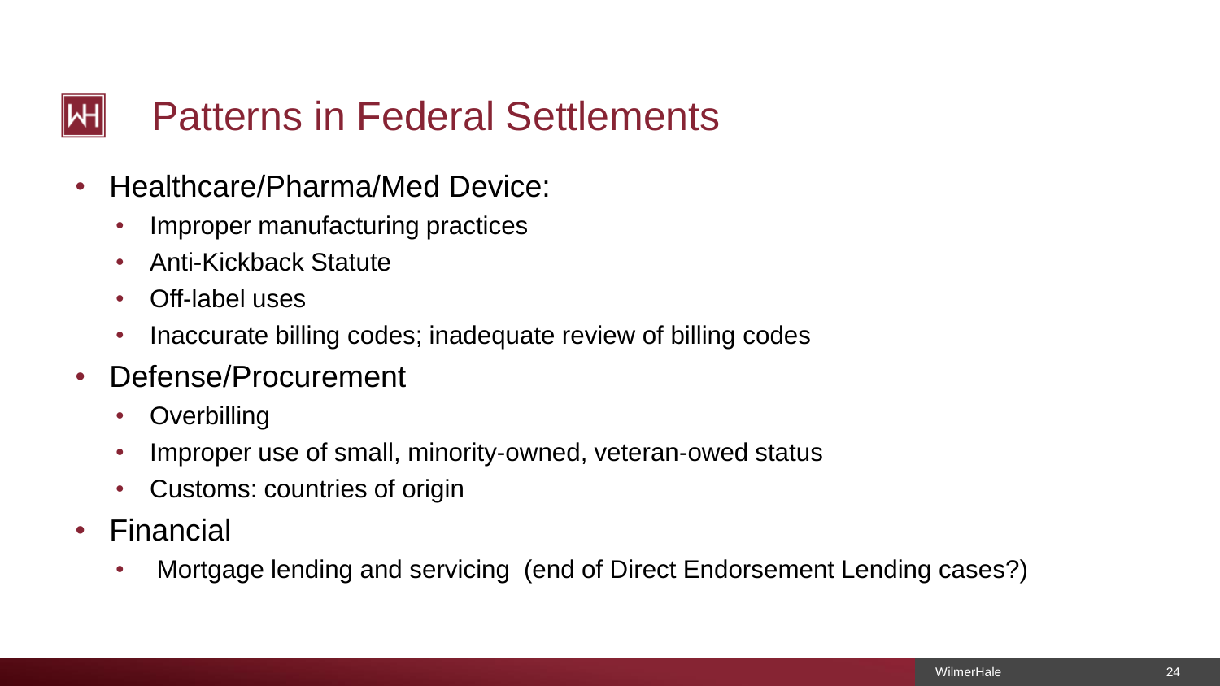# Patterns in Federal Settlements

- Healthcare/Pharma/Med Device:
  - Improper manufacturing practices
  - Anti-Kickback Statute
  - Off-label uses
  - Inaccurate billing codes; inadequate review of billing codes
- Defense/Procurement
  - Overbilling
  - Improper use of small, minority-owned, veteran-owed status
  - Customs: countries of origin
- Financial
  - Mortgage lending and servicing (end of Direct Endorsement Lending cases?)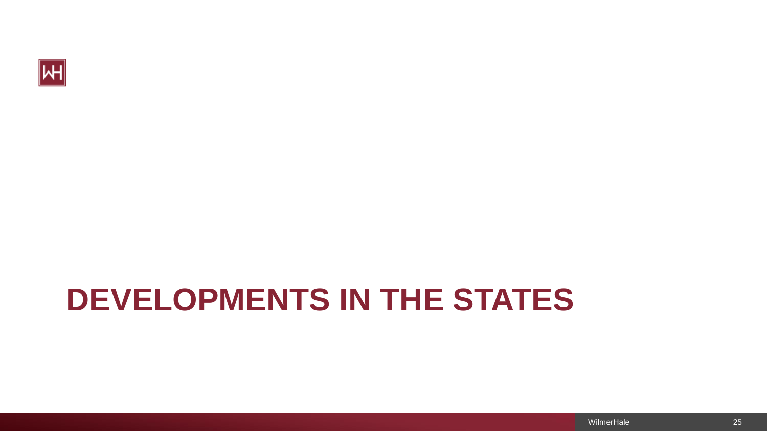# DEVELOPMENTS IN THE STATES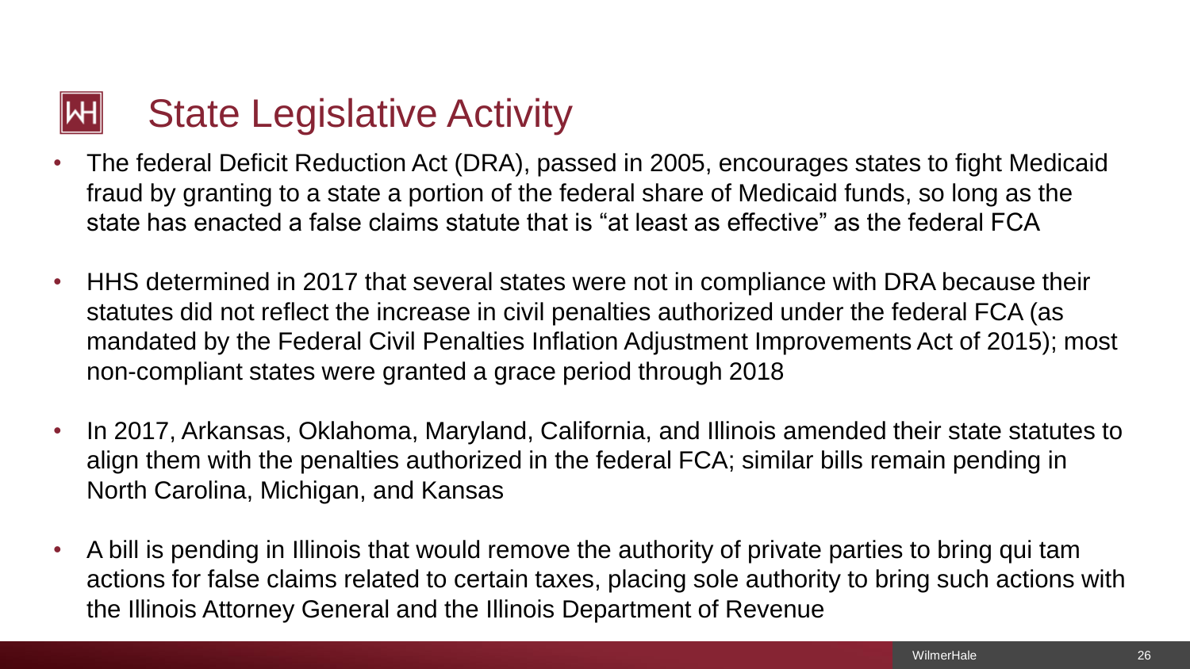# State Legislative Activity

- The federal Deficit Reduction Act (DRA), passed in 2005, encourages states to fight Medicaid fraud by granting to a state a portion of the federal share of Medicaid funds, so long as the state has enacted a false claims statute that is "at least as effective" as the federal FCA
- HHS determined in 2017 that several states were not in compliance with DRA because their statutes did not reflect the increase in civil penalties authorized under the federal FCA (as mandated by the Federal Civil Penalties Inflation Adjustment Improvements Act of 2015); most non-compliant states were granted a grace period through 2018
- In 2017, Arkansas, Oklahoma, Maryland, California, and Illinois amended their state statutes to align them with the penalties authorized in the federal FCA; similar bills remain pending in North Carolina, Michigan, and Kansas
- A bill is pending in Illinois that would remove the authority of private parties to bring qui tam actions for false claims related to certain taxes, placing sole authority to bring such actions with the Illinois Attorney General and the Illinois Department of Revenue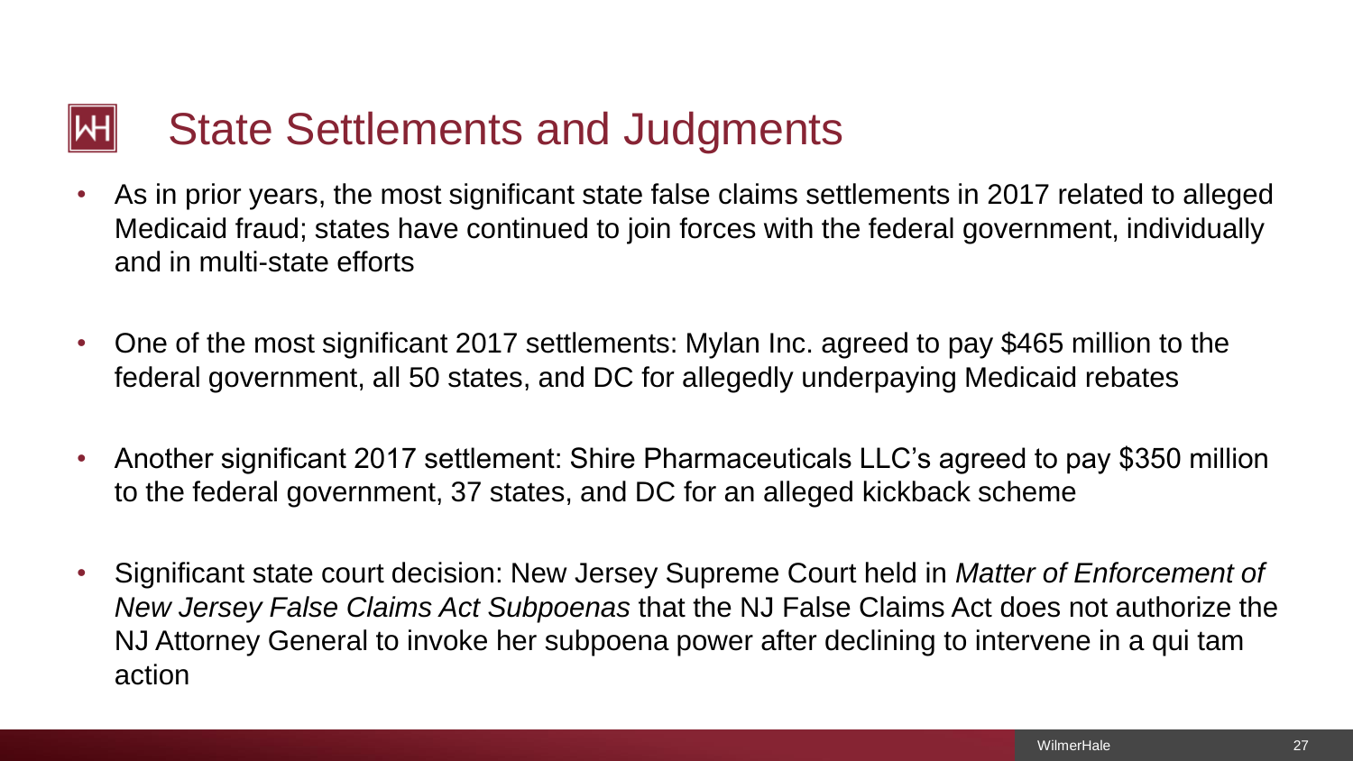# State Settlements and Judgments

- As in prior years, the most significant state false claims settlements in 2017 related to alleged Medicaid fraud; states have continued to join forces with the federal government, individually and in multi-state efforts
- One of the most significant 2017 settlements: Mylan Inc. agreed to pay $465 million to the federal government, all 50 states, and DC for allegedly underpaying Medicaid rebates
- Another significant 2017 settlement: Shire Pharmaceuticals LLC's agreed to pay $350 million to the federal government, 37 states, and DC for an alleged kickback scheme
- Significant state court decision: New Jersey Supreme Court held in *Matter of Enforcement of New Jersey False Claims Act Subpoenas* that the NJ False Claims Act does not authorize the NJ Attorney General to invoke her subpoena power after declining to intervene in a qui tam action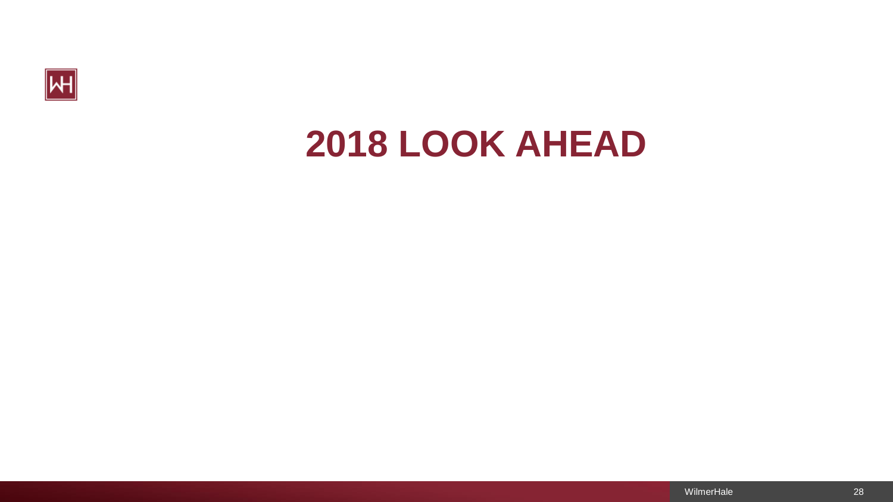# 2018 LOOK AHEAD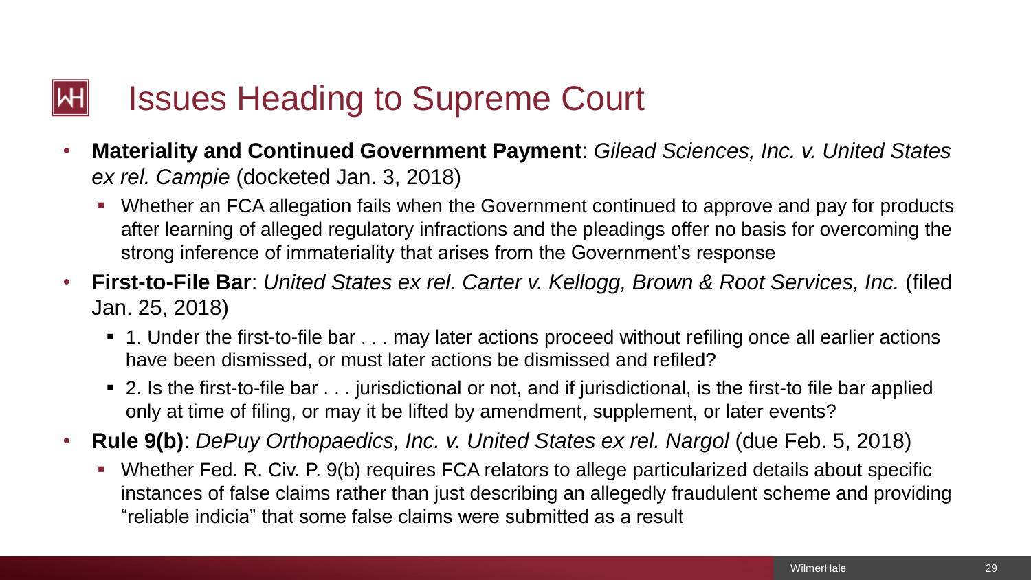# Issues Heading to Supreme Court

- **Materiality and Continued Government Payment**: *Gilead Sciences, Inc. v. United States ex rel. Campie* (docketed Jan. 3, 2018)
  - Whether an FCA allegation fails when the Government continued to approve and pay for products after learning of alleged regulatory infractions and the pleadings offer no basis for overcoming the strong inference of immateriality that arises from the Government's response
- **First-to-File Bar**: *United States ex rel. Carter v. Kellogg, Brown & Root Services, Inc.* (filed Jan. 25, 2018)
  - 1. Under the first-to-file bar . . . may later actions proceed without refiling once all earlier actions have been dismissed, or must later actions be dismissed and refiled?
  - 2. Is the first-to-file bar . . . jurisdictional or not, and if jurisdictional, is the first-to file bar applied only at time of filing, or may it be lifted by amendment, supplement, or later events?
- **Rule 9(b)**: *DePuy Orthopaedics, Inc. v. United States ex rel. Nargol* (due Feb. 5, 2018)
  - Whether Fed. R. Civ. P. 9(b) requires FCA relators to allege particularized details about specific instances of false claims rather than just describing an allegedly fraudulent scheme and providing "reliable indicia" that some false claims were submitted as a result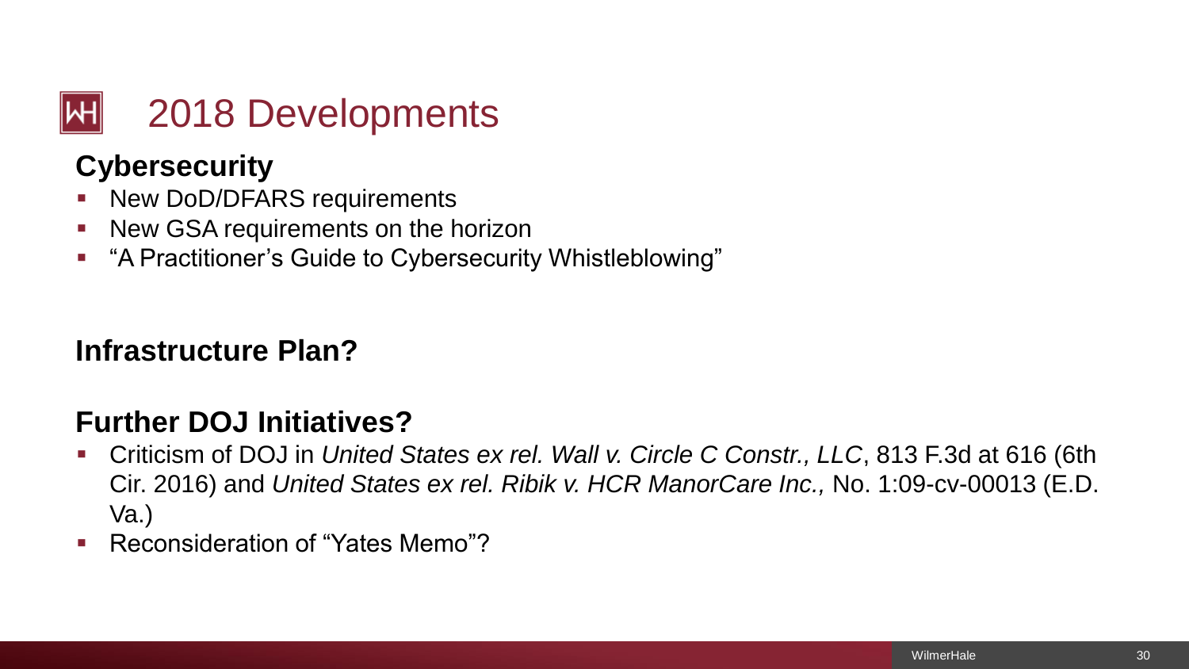# 2018 Developments

## Cybersecurity

- New DoD/DFARS requirements
- New GSA requirements on the horizon
- "A Practitioner's Guide to Cybersecurity Whistleblowing"

## Infrastructure Plan?

## Further DOJ Initiatives?

- Criticism of DOJ in *United States ex rel. Wall v. Circle C Constr., LLC*, 813 F.3d at 616 (6th Cir. 2016) and *United States ex rel. Ribik v. HCR ManorCare Inc.,* No. 1:09-cv-00013 (E.D. Va.)
- Reconsideration of "Yates Memo"?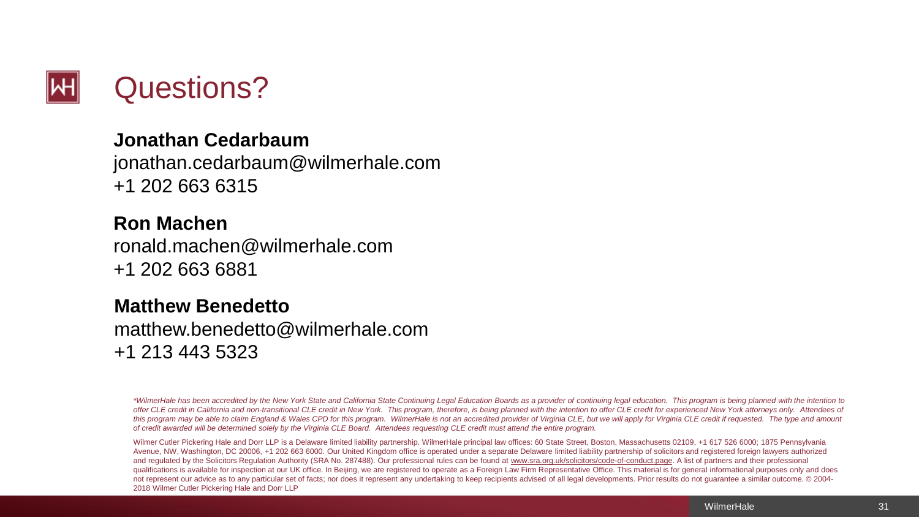# Questions?

**Jonathan Cedarbaum**
jonathan.cedarbaum@wilmerhale.com
+1 202 663 6315

**Ron Machen**
ronald.machen@wilmerhale.com
+1 202 663 6881

**Matthew Benedetto**
matthew.benedetto@wilmerhale.com
+1 213 443 5323

*\*WilmerHale has been accredited by the New York State and California State Continuing Legal Education Boards as a provider of continuing legal education. This program is being planned with the intention to offer CLE credit in California and non-transitional CLE credit in New York. This program, therefore, is being planned with the intention to offer CLE credit for experienced New York attorneys only. Attendees of this program may be able to claim England & Wales CPD for this program. WilmerHale is not an accredited provider of Virginia CLE, but we will apply for Virginia CLE credit if requested. The type and amount of credit awarded will be determined solely by the Virginia CLE Board. Attendees requesting CLE credit must attend the entire program.*

Wilmer Cutler Pickering Hale and Dorr LLP is a Delaware limited liability partnership. WilmerHale principal law offices: 60 State Street, Boston, Massachusetts 02109, +1 617 526 6000; 1875 Pennsylvania Avenue, NW, Washington, DC 20006, +1 202 663 6000. Our United Kingdom office is operated under a separate Delaware limited liability partnership of solicitors and registered foreign lawyers authorized and regulated by the Solicitors Regulation Authority (SRA No. 287488). Our professional rules can be found at www.sra.org.uk/solicitors/code-of-conduct.page. A list of partners and their professional qualifications is available for inspection at our UK office. In Beijing, we are registered to operate as a Foreign Law Firm Representative Office. This material is for general informational purposes only and does not represent our advice as to any particular set of facts; nor does it represent any undertaking to keep recipients advised of all legal developments. Prior results do not guarantee a similar outcome. © 2004-2018 Wilmer Cutler Pickering Hale and Dorr LLP